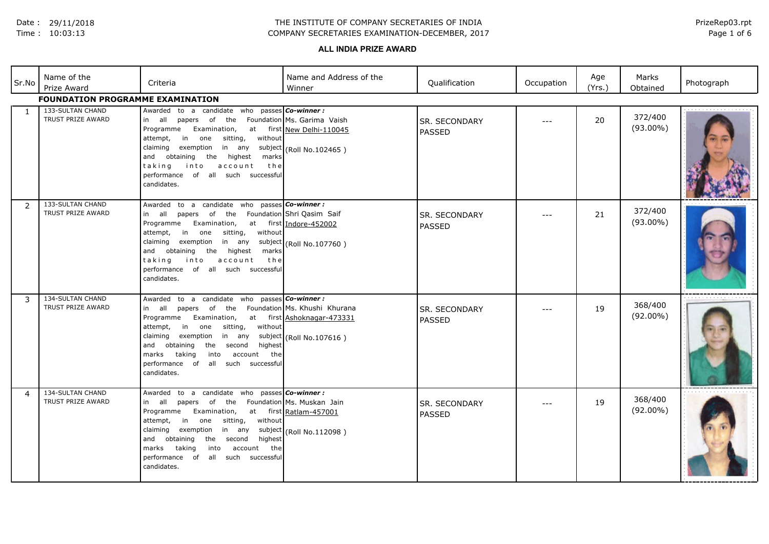THE INSTITUTE OF COMPANY SECRETARIES OF INDIA

COMPANY SECRETARIES EXAMINATION-DECEMBER, 2017

Date : 29/11/2018
Time : 10:03:13

PrizeRep03.rpt

## ALL INDIA PRIZE AWARD

| Sr.No | Name of the Prize Award | Criteria | Name and Address of the Winner | Qualification | Occupation | Age (Yrs.) | Marks Obtained | Photograph |
|---|---|---|---|---|---|---|---|---|
| **FOUNDATION PROGRAMME EXAMINATION** | | | | | | | | |
| 1 | 133-SULTAN CHAND TRUST PRIZE AWARD | Awarded to a candidate who passes in all papers of the Foundation Programme Examination, at first attempt, in one sitting, without claiming exemption in any subject and obtaining the highest marks taking into account the performance of all such successful candidates. | ***Co-winner :*** Ms. Garima Vaish New Delhi-110045 (Roll No.102465 ) | SR. SECONDARY PASSED | --- | 20 | 372/400 (93.00%) | |
| 2 | 133-SULTAN CHAND TRUST PRIZE AWARD | Awarded to a candidate who passes in all papers of the Foundation Programme Examination, at first attempt, in one sitting, without claiming exemption in any subject and obtaining the highest marks taking into account the performance of all such successful candidates. | ***Co-winner :*** Shri Qasim Saif Indore-452002 (Roll No.107760 ) | SR. SECONDARY PASSED | --- | 21 | 372/400 (93.00%) | |
| 3 | 134-SULTAN CHAND TRUST PRIZE AWARD | Awarded to a candidate who passes in all papers of the Foundation Programme Examination, at first attempt, in one sitting, without claiming exemption in any subject and obtaining the second highest marks taking into account the performance of all such successful candidates. | ***Co-winner :*** Ms. Khushi Khurana Ashoknagar-473331 (Roll No.107616 ) | SR. SECONDARY PASSED | --- | 19 | 368/400 (92.00%) | |
| 4 | 134-SULTAN CHAND TRUST PRIZE AWARD | Awarded to a candidate who passes in all papers of the Foundation Programme Examination, at first attempt, in one sitting, without claiming exemption in any subject and obtaining the second highest marks taking into account the performance of all such successful candidates. | ***Co-winner :*** Ms. Muskan Jain Ratlam-457001 (Roll No.112098 ) | SR. SECONDARY PASSED | --- | 19 | 368/400 (92.00%) | |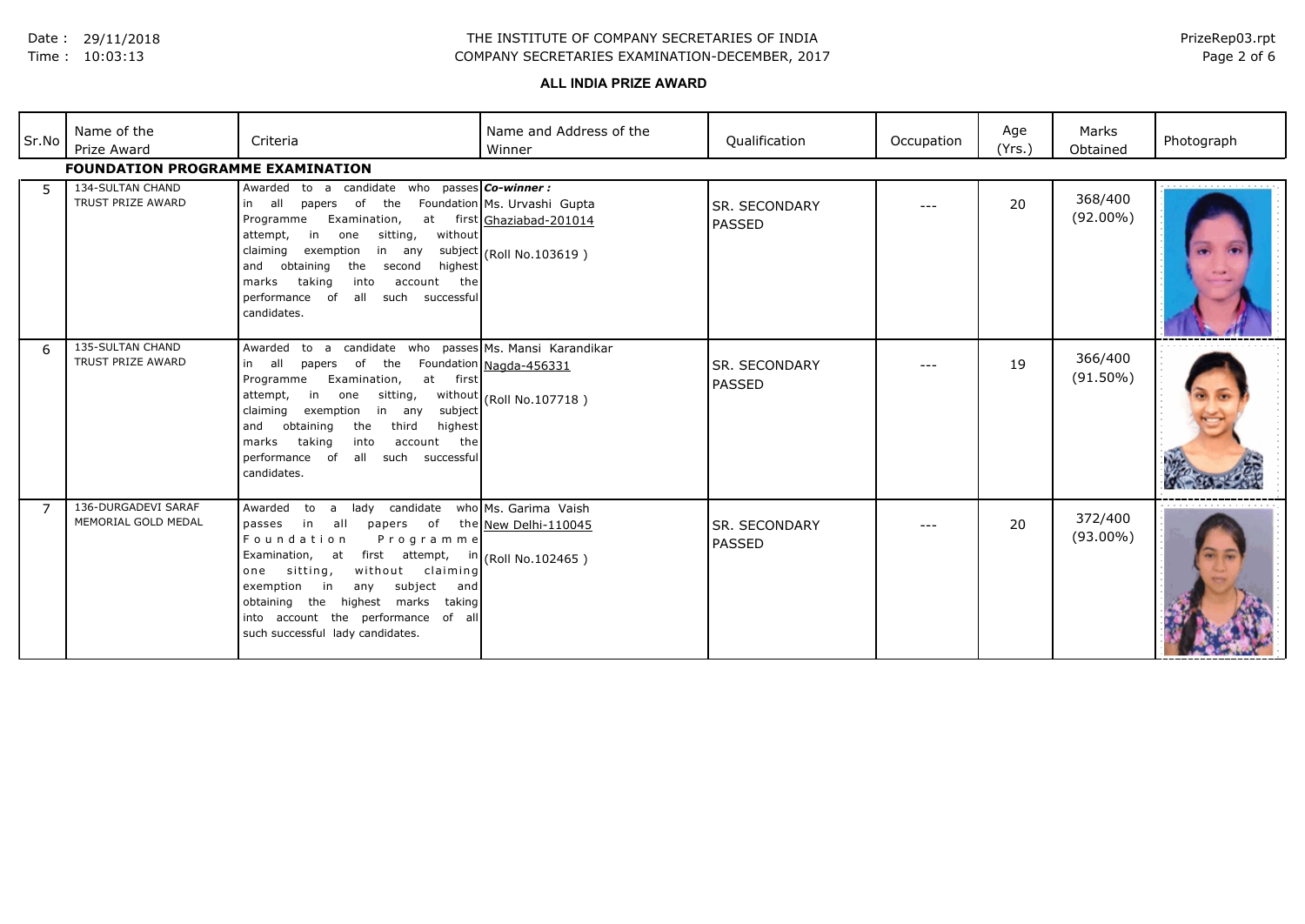THE INSTITUTE OF COMPANY SECRETARIES OF INDIA

COMPANY SECRETARIES EXAMINATION-DECEMBER, 2017

**ALL INDIA PRIZE AWARD**

| Sr.No | Name of the Prize Award | Criteria | Name and Address of the Winner | Qualification | Occupation | Age (Yrs.) | Marks Obtained | Photograph |
|---|---|---|---|---|---|---|---|---|
| **FOUNDATION PROGRAMME EXAMINATION** | | | | | | | | |
| 5 | 134-SULTAN CHAND TRUST PRIZE AWARD | Awarded to a candidate who passes in all papers of the Foundation Programme Examination, at first attempt, in one sitting, without claiming exemption in any subject and obtaining the second highest marks taking into account the performance of all such successful candidates. | ***Co-winner :*** Ms. Urvashi Gupta Ghaziabad-201014 (Roll No.103619 ) | SR. SECONDARY PASSED | --- | 20 | 368/400 (92.00%) | |
| 6 | 135-SULTAN CHAND TRUST PRIZE AWARD | Awarded to a candidate who passes in all papers of the Foundation Programme Examination, at first attempt, in one sitting, without claiming exemption in any subject and obtaining the third highest marks taking into account the performance of all such successful candidates. | Ms. Mansi Karandikar Nagda-456331 (Roll No.107718 ) | SR. SECONDARY PASSED | --- | 19 | 366/400 (91.50%) | |
| 7 | 136-DURGADEVI SARAF MEMORIAL GOLD MEDAL | Awarded to a lady candidate who passes in all papers of the Foundation Programme Examination, at first attempt, in one sitting, without claiming exemption in any subject and obtaining the highest marks taking into account the performance of all such successful lady candidates. | Ms. Garima Vaish New Delhi-110045 (Roll No.102465 ) | SR. SECONDARY PASSED | --- | 20 | 372/400 (93.00%) | |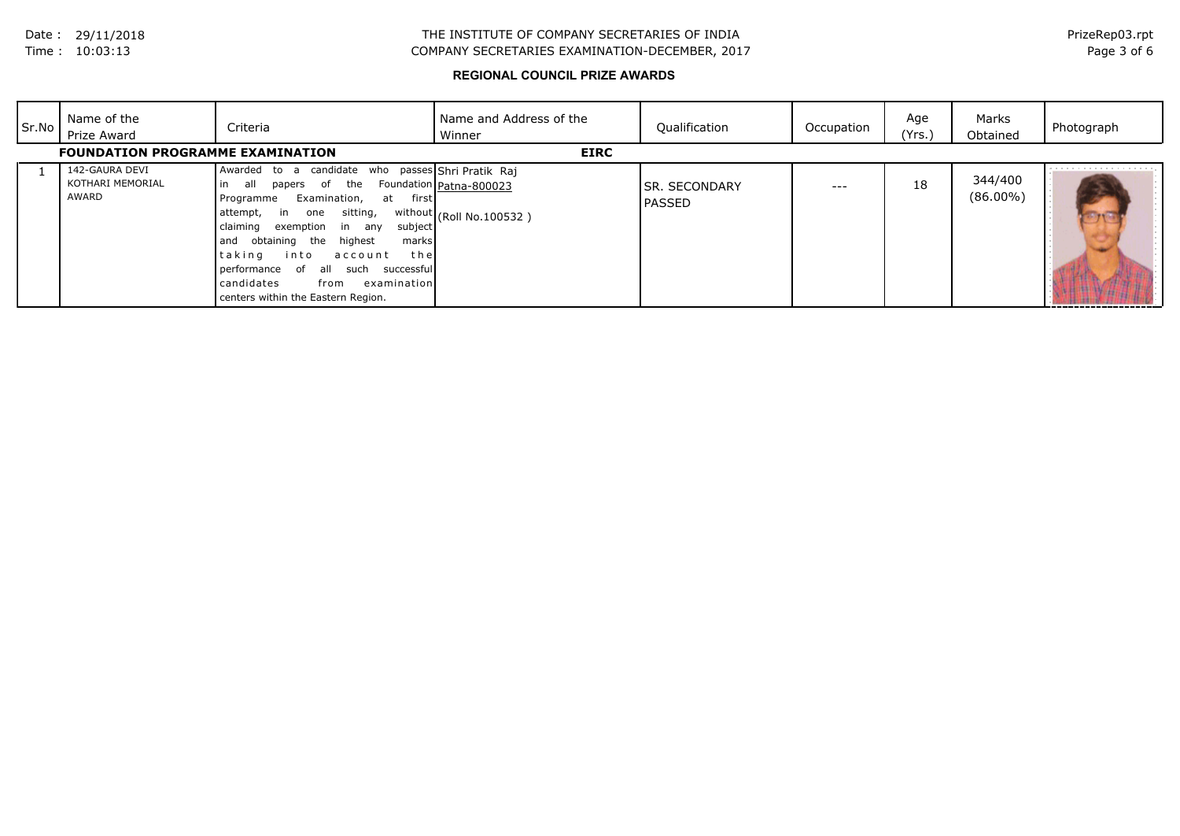# THE INSTITUTE OF COMPANY SECRETARIES OF INDIA

## COMPANY SECRETARIES EXAMINATION-DECEMBER, 2017

### REGIONAL COUNCIL PRIZE AWARDS

| Sr.No | Name of the Prize Award | Criteria | Name and Address of the Winner | Qualification | Occupation | Age (Yrs.) | Marks Obtained | Photograph |
|---|---|---|---|---|---|---|---|---|
| **FOUNDATION PROGRAMME EXAMINATION** | | | **EIRC** | | | | | |
| 1 | 142-GAURA DEVI KOTHARI MEMORIAL AWARD | Awarded to a candidate who passes in all papers of the Foundation Programme Examination, at first attempt, in one sitting, without claiming exemption in any subject and obtaining the highest marks taking into account the performance of all such successful candidates from examination centers within the Eastern Region. | Shri Pratik Raj Patna-800023 (Roll No.100532 ) | SR. SECONDARY PASSED | --- | 18 | 344/400 (86.00%) | |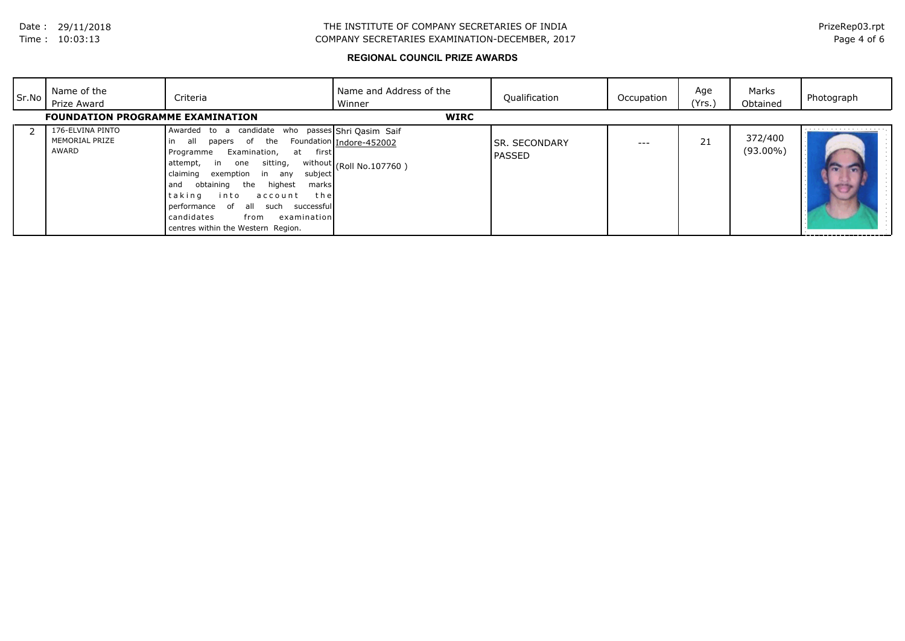# THE INSTITUTE OF COMPANY SECRETARIES OF INDIA

## COMPANY SECRETARIES EXAMINATION-DECEMBER, 2017

### REGIONAL COUNCIL PRIZE AWARDS

| Sr.No | Name of the Prize Award | Criteria | Name and Address of the Winner | Qualification | Occupation | Age (Yrs.) | Marks Obtained | Photograph |
|---|---|---|---|---|---|---|---|---|
| **FOUNDATION PROGRAMME EXAMINATION** | | | **WIRC** | | | | | |
| 2 | 176-ELVINA PINTO MEMORIAL PRIZE AWARD | Awarded to a candidate who passes in all papers of the Foundation Programme Examination, at first attempt, in one sitting, without claiming exemption in any subject and obtaining the highest marks taking into account the performance of all such successful candidates from examination centres within the Western Region. | Shri Qasim Saif<br>Indore-452002<br>(Roll No.107760 ) | SR. SECONDARY PASSED | --- | 21 | 372/400 (93.00%) | |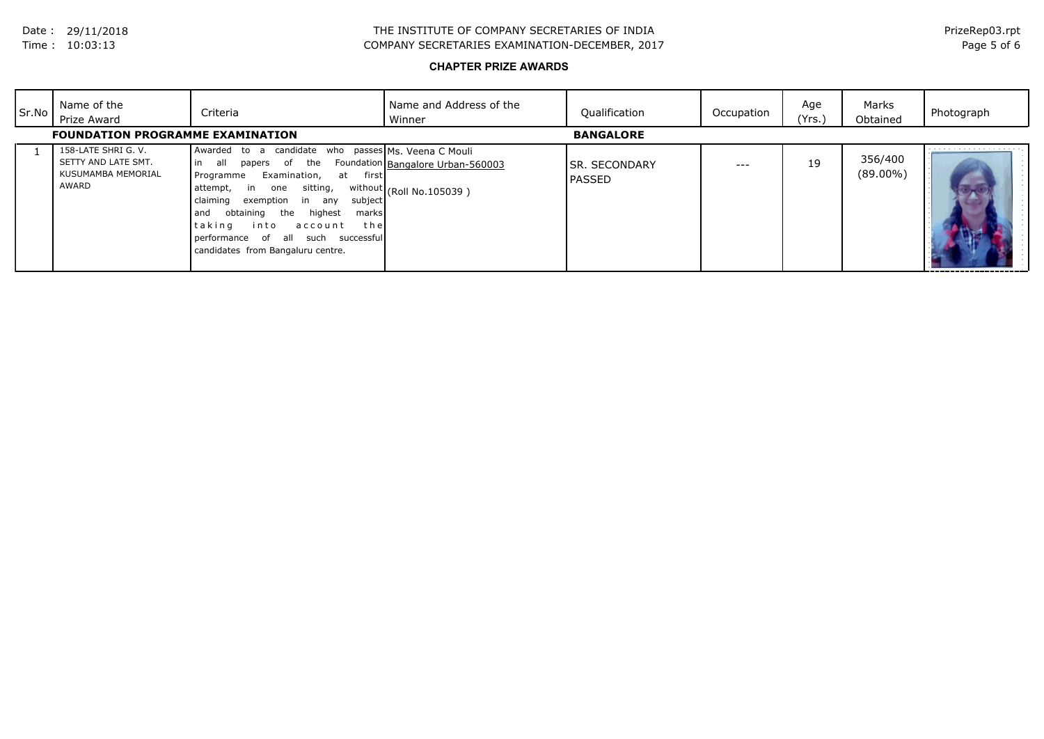THE INSTITUTE OF COMPANY SECRETARIES OF INDIA
COMPANY SECRETARIES EXAMINATION-DECEMBER, 2017

**CHAPTER PRIZE AWARDS**

| Sr.No | Name of the Prize Award | Criteria | Name and Address of the Winner | Qualification | Occupation | Age (Yrs.) | Marks Obtained | Photograph |
|---|---|---|---|---|---|---|---|---|
| **FOUNDATION PROGRAMME EXAMINATION** | | | | **BANGALORE** | | | | |
| 1 | 158-LATE SHRI G. V. SETTY AND LATE SMT. KUSUMAMBA MEMORIAL AWARD | Awarded to a candidate who passes in all papers of the Foundation Programme Examination, at first attempt, in one sitting, without claiming exemption in any subject and obtaining the highest marks taking into account the performance of all such successful candidates from Bangaluru centre. | Ms. Veena C Mouli<br>Bangalore Urban-560003<br>(Roll No.105039 ) | SR. SECONDARY PASSED | --- | 19 | 356/400 (89.00%) | |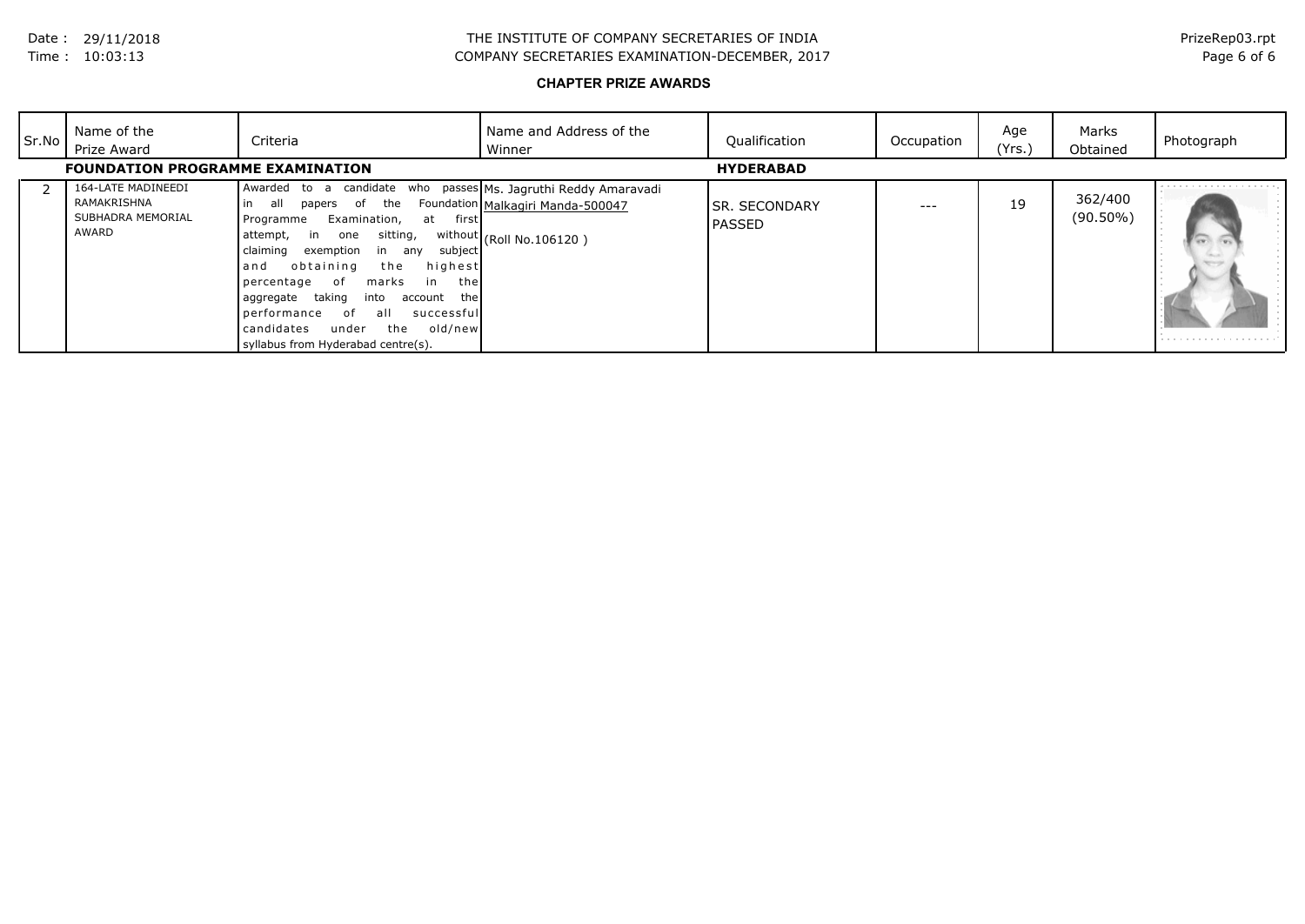THE INSTITUTE OF COMPANY SECRETARIES OF INDIA

COMPANY SECRETARIES EXAMINATION-DECEMBER, 2017

**CHAPTER PRIZE AWARDS**

| Sr.No | Name of the Prize Award | Criteria | Name and Address of the Winner | Qualification | Occupation | Age (Yrs.) | Marks Obtained | Photograph |
|---|---|---|---|---|---|---|---|---|
| **FOUNDATION PROGRAMME EXAMINATION** | | | | **HYDERABAD** | | | | |
| 2 | 164-LATE MADINEEDI RAMAKRISHNA SUBHADRA MEMORIAL AWARD | Awarded to a candidate who passes in all papers of the Foundation Programme Examination, at first attempt, in one sitting, without claiming exemption in any subject and obtaining the highest percentage of marks in the aggregate taking into account the performance of all successful candidates under the old/new syllabus from Hyderabad centre(s). | Ms. Jagruthi Reddy Amaravadi Malkagiri Manda-500047 (Roll No.106120 ) | SR. SECONDARY PASSED | --- | 19 | 362/400 (90.50%) | |